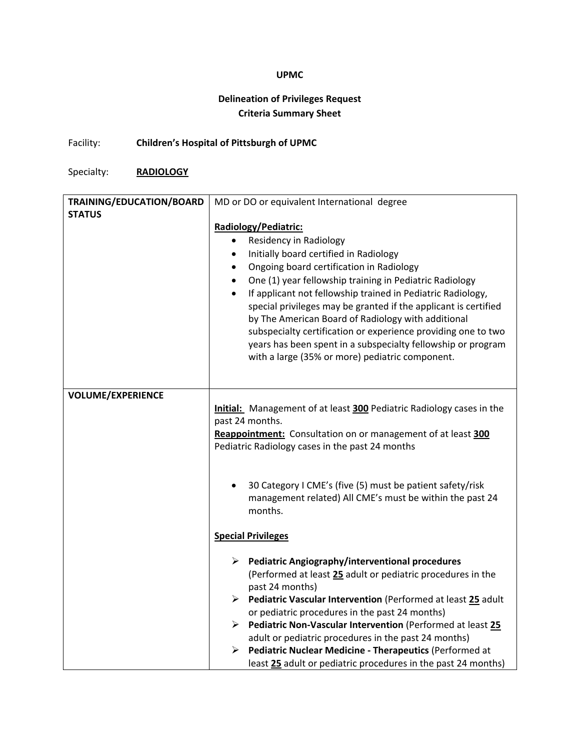**UPMC**

**Delineation of Privileges Request**
**Criteria Summary Sheet**

Facility: **Children's Hospital of Pittsburgh of UPMC**

Specialty: **RADIOLOGY**

| | |
|---|---|
| **TRAINING/EDUCATION/BOARD STATUS** | MD or DO or equivalent International degree<br><br>**Radiology/Pediatric:**<br>• Residency in Radiology<br>• Initially board certified in Radiology<br>• Ongoing board certification in Radiology<br>• One (1) year fellowship training in Pediatric Radiology<br>• If applicant not fellowship trained in Pediatric Radiology, special privileges may be granted if the applicant is certified by The American Board of Radiology with additional subspecialty certification or experience providing one to two years has been spent in a subspecialty fellowship or program with a large (35% or more) pediatric component. |
| **VOLUME/EXPERIENCE** | **Initial:** Management of at least **300** Pediatric Radiology cases in the past 24 months.<br>**Reappointment:** Consultation on or management of at least **300** Pediatric Radiology cases in the past 24 months<br><br>• 30 Category I CME's (five (5) must be patient safety/risk management related) All CME's must be within the past 24 months.<br><br>**Special Privileges**<br><br>➢ **Pediatric Angiography/interventional procedures** (Performed at least **25** adult or pediatric procedures in the past 24 months)<br>➢ **Pediatric Vascular Intervention** (Performed at least **25** adult or pediatric procedures in the past 24 months)<br>➢ **Pediatric Non-Vascular Intervention** (Performed at least **25** adult or pediatric procedures in the past 24 months)<br>➢ **Pediatric Nuclear Medicine - Therapeutics** (Performed at least **25** adult or pediatric procedures in the past 24 months) |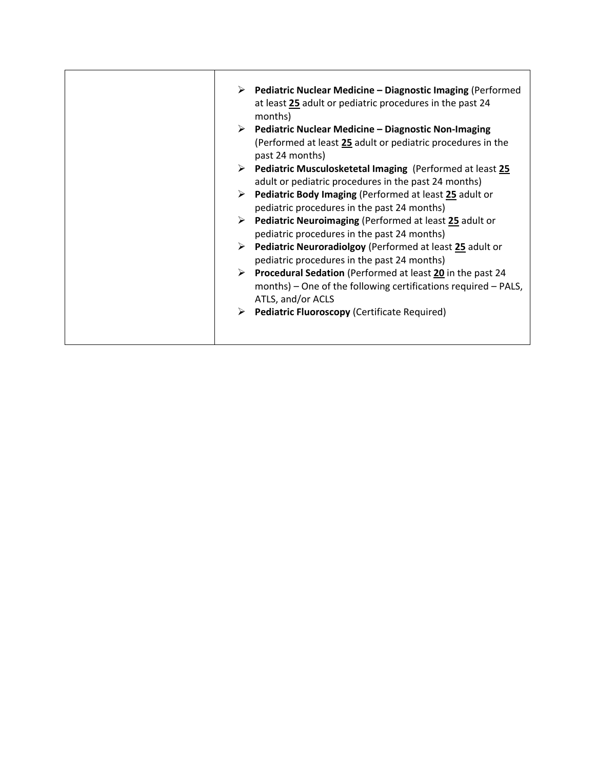| | |
|---|---|
| | ➢ **Pediatric Nuclear Medicine – Diagnostic Imaging** (Performed at least **25** adult or pediatric procedures in the past 24 months)<br>➢ **Pediatric Nuclear Medicine – Diagnostic Non-Imaging** (Performed at least **25** adult or pediatric procedures in the past 24 months)<br>➢ **Pediatric Musculosketetal Imaging** (Performed at least **25** adult or pediatric procedures in the past 24 months)<br>➢ **Pediatric Body Imaging** (Performed at least **25** adult or pediatric procedures in the past 24 months)<br>➢ **Pediatric Neuroimaging** (Performed at least **25** adult or pediatric procedures in the past 24 months)<br>➢ **Pediatric Neuroradiolgoy** (Performed at least **25** adult or pediatric procedures in the past 24 months)<br>➢ **Procedural Sedation** (Performed at least **20** in the past 24 months) – One of the following certifications required – PALS, ATLS, and/or ACLS<br>➢ **Pediatric Fluoroscopy** (Certificate Required) |